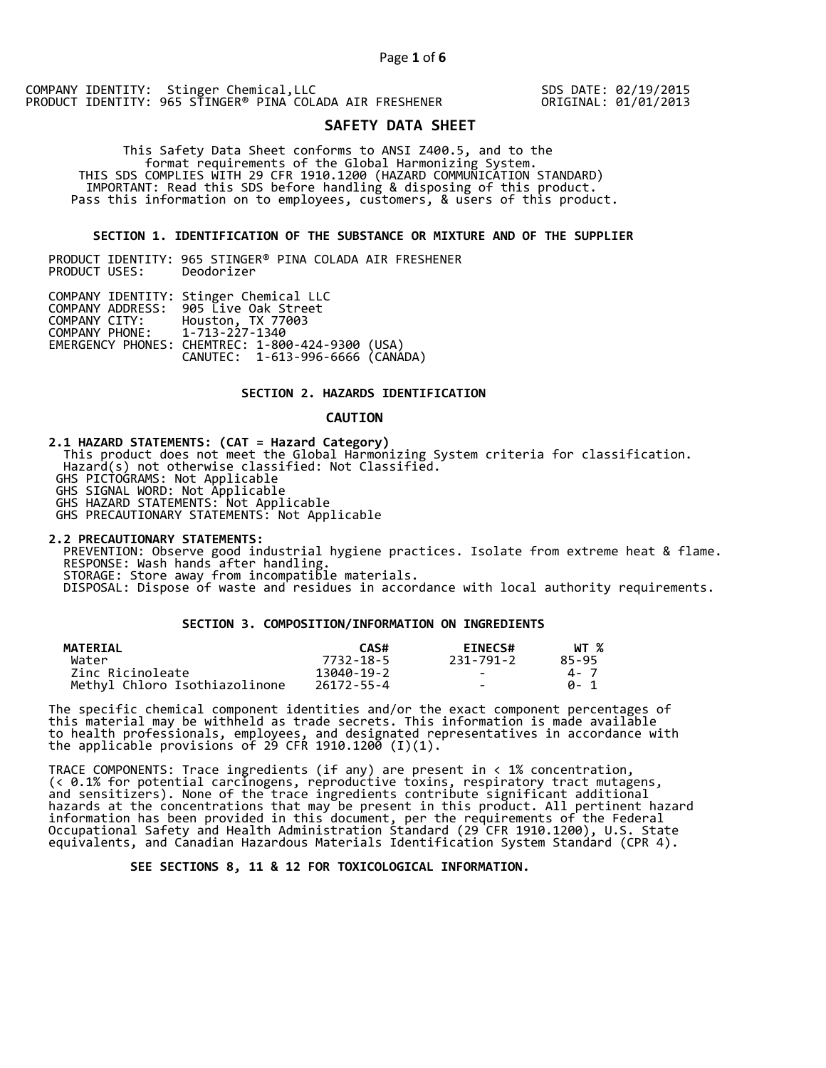COMPANY IDENTITY: Stinger Chemical,LLC
PRODUCT IDENTITY: 965 STINGER® PINA COLADA AIR FRESHENER

SDS DATE: 02/19/2015
ORIGINAL: 01/01/2013

# SAFETY DATA SHEET

This Safety Data Sheet conforms to ANSI Z400.5, and to the format requirements of the Global Harmonizing System.
THIS SDS COMPLIES WITH 29 CFR 1910.1200 (HAZARD COMMUNICATION STANDARD)
IMPORTANT: Read this SDS before handling & disposing of this product.
Pass this information on to employees, customers, & users of this product.

## SECTION 1. IDENTIFICATION OF THE SUBSTANCE OR MIXTURE AND OF THE SUPPLIER

PRODUCT IDENTITY: 965 STINGER® PINA COLADA AIR FRESHENER
PRODUCT USES: Deodorizer

COMPANY IDENTITY: Stinger Chemical LLC
COMPANY ADDRESS: 905 Live Oak Street
COMPANY CITY: Houston, TX 77003
COMPANY PHONE: 1-713-227-1340
EMERGENCY PHONES: CHEMTREC: 1-800-424-9300 (USA)
CANUTEC: 1-613-996-6666 (CANADA)

## SECTION 2. HAZARDS IDENTIFICATION

**CAUTION**

**2.1 HAZARD STATEMENTS: (CAT = Hazard Category)**

This product does not meet the Global Harmonizing System criteria for classification.
Hazard(s) not otherwise classified: Not Classified.
GHS PICTOGRAMS: Not Applicable
GHS SIGNAL WORD: Not Applicable
GHS HAZARD STATEMENTS: Not Applicable
GHS PRECAUTIONARY STATEMENTS: Not Applicable

**2.2 PRECAUTIONARY STATEMENTS:**

PREVENTION: Observe good industrial hygiene practices. Isolate from extreme heat & flame.
RESPONSE: Wash hands after handling.
STORAGE: Store away from incompatible materials.
DISPOSAL: Dispose of waste and residues in accordance with local authority requirements.

## SECTION 3. COMPOSITION/INFORMATION ON INGREDIENTS

| MATERIAL | CAS# | EINECS# | WT % |
|---|---|---|---|
| Water | 7732-18-5 | 231-791-2 | 85-95 |
| Zinc Ricinoleate | 13040-19-2 | - | 4- 7 |
| Methyl Chloro Isothiazolinone | 26172-55-4 | - | 0- 1 |

The specific chemical component identities and/or the exact component percentages of this material may be withheld as trade secrets. This information is made available to health professionals, employees, and designated representatives in accordance with the applicable provisions of 29 CFR 1910.1200 (I)(1).

TRACE COMPONENTS: Trace ingredients (if any) are present in < 1% concentration, (< 0.1% for potential carcinogens, reproductive toxins, respiratory tract mutagens, and sensitizers). None of the trace ingredients contribute significant additional hazards at the concentrations that may be present in this product. All pertinent hazard information has been provided in this document, per the requirements of the Federal Occupational Safety and Health Administration Standard (29 CFR 1910.1200), U.S. State equivalents, and Canadian Hazardous Materials Identification System Standard (CPR 4).

**SEE SECTIONS 8, 11 & 12 FOR TOXICOLOGICAL INFORMATION.**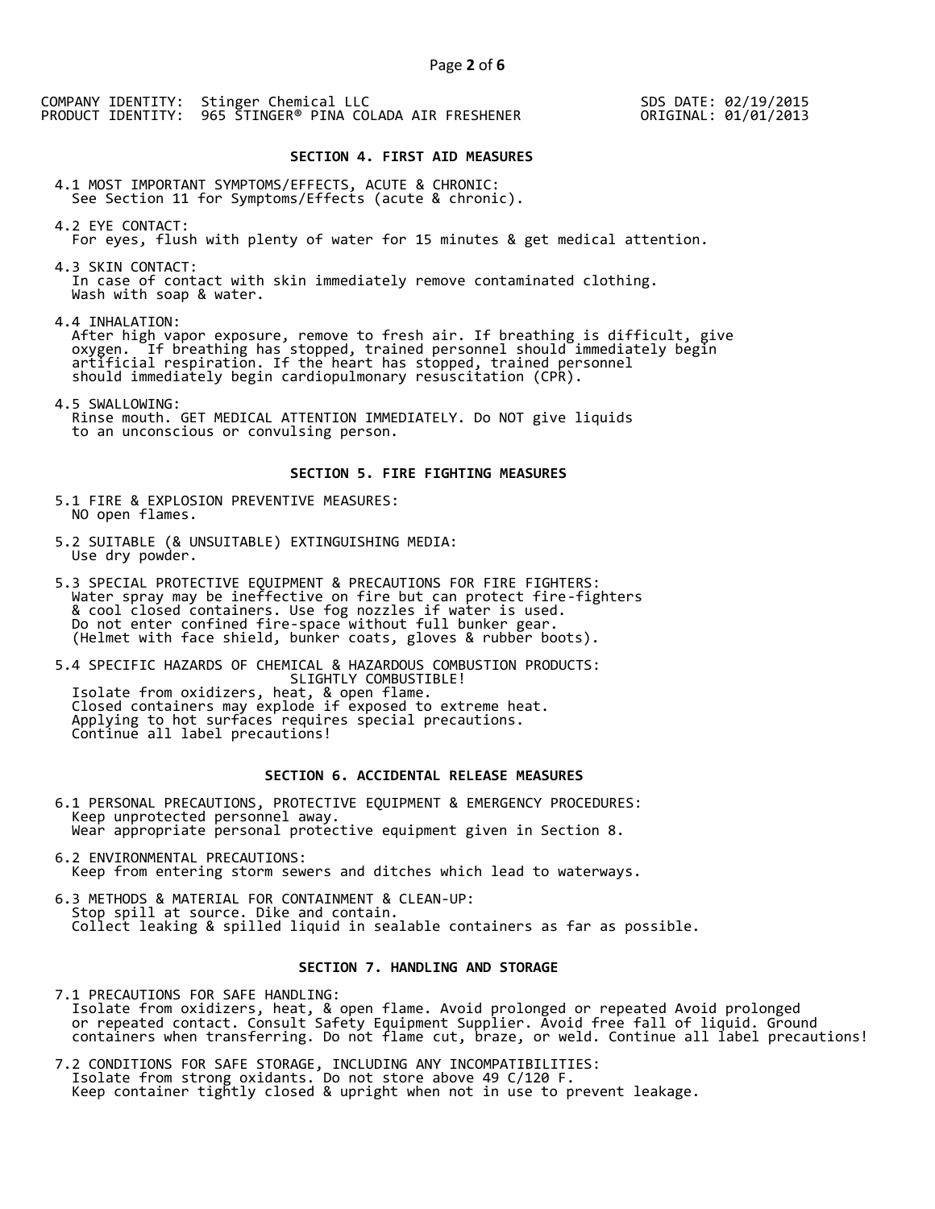COMPANY IDENTITY: Stinger Chemical LLC
PRODUCT IDENTITY: 965 STINGER® PINA COLADA AIR FRESHENER

SDS DATE: 02/19/2015
ORIGINAL: 01/01/2013

## SECTION 4. FIRST AID MEASURES

4.1 MOST IMPORTANT SYMPTOMS/EFFECTS, ACUTE & CHRONIC:
See Section 11 for Symptoms/Effects (acute & chronic).

4.2 EYE CONTACT:
For eyes, flush with plenty of water for 15 minutes & get medical attention.

4.3 SKIN CONTACT:
In case of contact with skin immediately remove contaminated clothing.
Wash with soap & water.

4.4 INHALATION:
After high vapor exposure, remove to fresh air. If breathing is difficult, give oxygen. If breathing has stopped, trained personnel should immediately begin artificial respiration. If the heart has stopped, trained personnel should immediately begin cardiopulmonary resuscitation (CPR).

4.5 SWALLOWING:
Rinse mouth. GET MEDICAL ATTENTION IMMEDIATELY. Do NOT give liquids to an unconscious or convulsing person.

## SECTION 5. FIRE FIGHTING MEASURES

5.1 FIRE & EXPLOSION PREVENTIVE MEASURES:
NO open flames.

5.2 SUITABLE (& UNSUITABLE) EXTINGUISHING MEDIA:
Use dry powder.

5.3 SPECIAL PROTECTIVE EQUIPMENT & PRECAUTIONS FOR FIRE FIGHTERS:
Water spray may be ineffective on fire but can protect fire-fighters & cool closed containers. Use fog nozzles if water is used.
Do not enter confined fire-space without full bunker gear.
(Helmet with face shield, bunker coats, gloves & rubber boots).

5.4 SPECIFIC HAZARDS OF CHEMICAL & HAZARDOUS COMBUSTION PRODUCTS:
SLIGHTLY COMBUSTIBLE!
Isolate from oxidizers, heat, & open flame.
Closed containers may explode if exposed to extreme heat.
Applying to hot surfaces requires special precautions.
Continue all label precautions!

## SECTION 6. ACCIDENTAL RELEASE MEASURES

6.1 PERSONAL PRECAUTIONS, PROTECTIVE EQUIPMENT & EMERGENCY PROCEDURES:
Keep unprotected personnel away.
Wear appropriate personal protective equipment given in Section 8.

6.2 ENVIRONMENTAL PRECAUTIONS:
Keep from entering storm sewers and ditches which lead to waterways.

6.3 METHODS & MATERIAL FOR CONTAINMENT & CLEAN-UP:
Stop spill at source. Dike and contain.
Collect leaking & spilled liquid in sealable containers as far as possible.

## SECTION 7. HANDLING AND STORAGE

7.1 PRECAUTIONS FOR SAFE HANDLING:
Isolate from oxidizers, heat, & open flame. Avoid prolonged or repeated Avoid prolonged or repeated contact. Consult Safety Equipment Supplier. Avoid free fall of liquid. Ground containers when transferring. Do not flame cut, braze, or weld. Continue all label precautions!

7.2 CONDITIONS FOR SAFE STORAGE, INCLUDING ANY INCOMPATIBILITIES:
Isolate from strong oxidants. Do not store above 49 C/120 F.
Keep container tightly closed & upright when not in use to prevent leakage.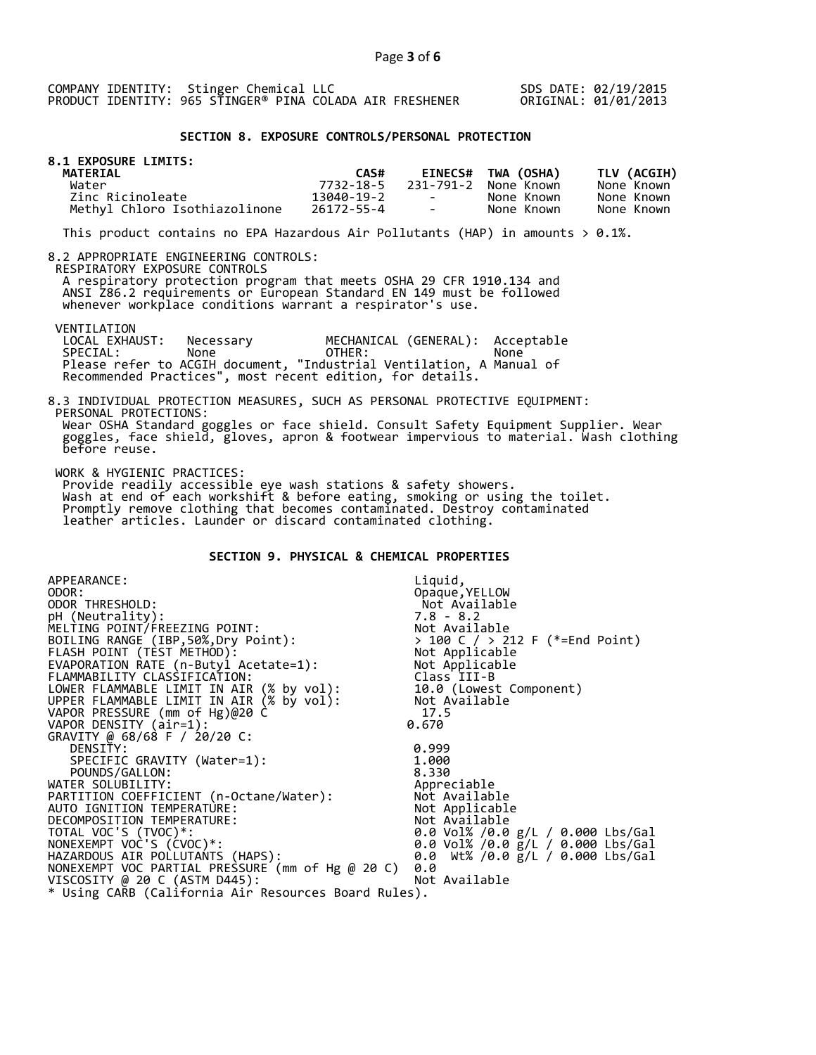COMPANY IDENTITY: Stinger Chemical LLC
PRODUCT IDENTITY: 965 STINGER® PINA COLADA AIR FRESHENER

SDS DATE: 02/19/2015
ORIGINAL: 01/01/2013

## SECTION 8. EXPOSURE CONTROLS/PERSONAL PROTECTION

**8.1 EXPOSURE LIMITS:**

| MATERIAL | CAS# | EINECS# | TWA (OSHA) | TLV (ACGIH) |
|---|---|---|---|---|
| Water | 7732-18-5 | 231-791-2 | None Known | None Known |
| Zinc Ricinoleate | 13040-19-2 | - | None Known | None Known |
| Methyl Chloro Isothiazolinone | 26172-55-4 | - | None Known | None Known |

This product contains no EPA Hazardous Air Pollutants (HAP) in amounts > 0.1%.

8.2 APPROPRIATE ENGINEERING CONTROLS:

RESPIRATORY EXPOSURE CONTROLS

A respiratory protection program that meets OSHA 29 CFR 1910.134 and ANSI Z86.2 requirements or European Standard EN 149 must be followed whenever workplace conditions warrant a respirator's use.

VENTILATION

LOCAL EXHAUST: Necessary MECHANICAL (GENERAL): Acceptable
SPECIAL: None OTHER: None

Please refer to ACGIH document, "Industrial Ventilation, A Manual of Recommended Practices", most recent edition, for details.

8.3 INDIVIDUAL PROTECTION MEASURES, SUCH AS PERSONAL PROTECTIVE EQUIPMENT:

PERSONAL PROTECTIONS:

Wear OSHA Standard goggles or face shield. Consult Safety Equipment Supplier. Wear goggles, face shield, gloves, apron & footwear impervious to material. Wash clothing before reuse.

WORK & HYGIENIC PRACTICES:

Provide readily accessible eye wash stations & safety showers.
Wash at end of each workshift & before eating, smoking or using the toilet.
Promptly remove clothing that becomes contaminated. Destroy contaminated leather articles. Launder or discard contaminated clothing.

## SECTION 9. PHYSICAL & CHEMICAL PROPERTIES

| | |
|---|---|
| APPEARANCE: | Liquid, |
| ODOR: | Opaque,YELLOW |
| ODOR THRESHOLD: | Not Available |
| pH (Neutrality): | 7.8 - 8.2 |
| MELTING POINT/FREEZING POINT: | Not Available |
| BOILING RANGE (IBP,50%,Dry Point): | > 100 C / > 212 F (*=End Point) |
| FLASH POINT (TEST METHOD): | Not Applicable |
| EVAPORATION RATE (n-Butyl Acetate=1): | Not Applicable |
| FLAMMABILITY CLASSIFICATION: | Class III-B |
| LOWER FLAMMABLE LIMIT IN AIR (% by vol): | 10.0 (Lowest Component) |
| UPPER FLAMMABLE LIMIT IN AIR (% by vol): | Not Available |
| VAPOR PRESSURE (mm of Hg)@20 C | 17.5 |
| VAPOR DENSITY (air=1): | 0.670 |
| GRAVITY @ 68/68 F / 20/20 C: | |
| DENSITY: | 0.999 |
| SPECIFIC GRAVITY (Water=1): | 1.000 |
| POUNDS/GALLON: | 8.330 |
| WATER SOLUBILITY: | Appreciable |
| PARTITION COEFFICIENT (n-Octane/Water): | Not Available |
| AUTO IGNITION TEMPERATURE: | Not Applicable |
| DECOMPOSITION TEMPERATURE: | Not Available |
| TOTAL VOC'S (TVOC)*: | 0.0 Vol% /0.0 g/L / 0.000 Lbs/Gal |
| NONEXEMPT VOC'S (CVOC)*: | 0.0 Vol% /0.0 g/L / 0.000 Lbs/Gal |
| HAZARDOUS AIR POLLUTANTS (HAPS): | 0.0 Wt% /0.0 g/L / 0.000 Lbs/Gal |
| NONEXEMPT VOC PARTIAL PRESSURE (mm of Hg @ 20 C) | 0.0 |
| VISCOSITY @ 20 C (ASTM D445): | Not Available |

* Using CARB (California Air Resources Board Rules).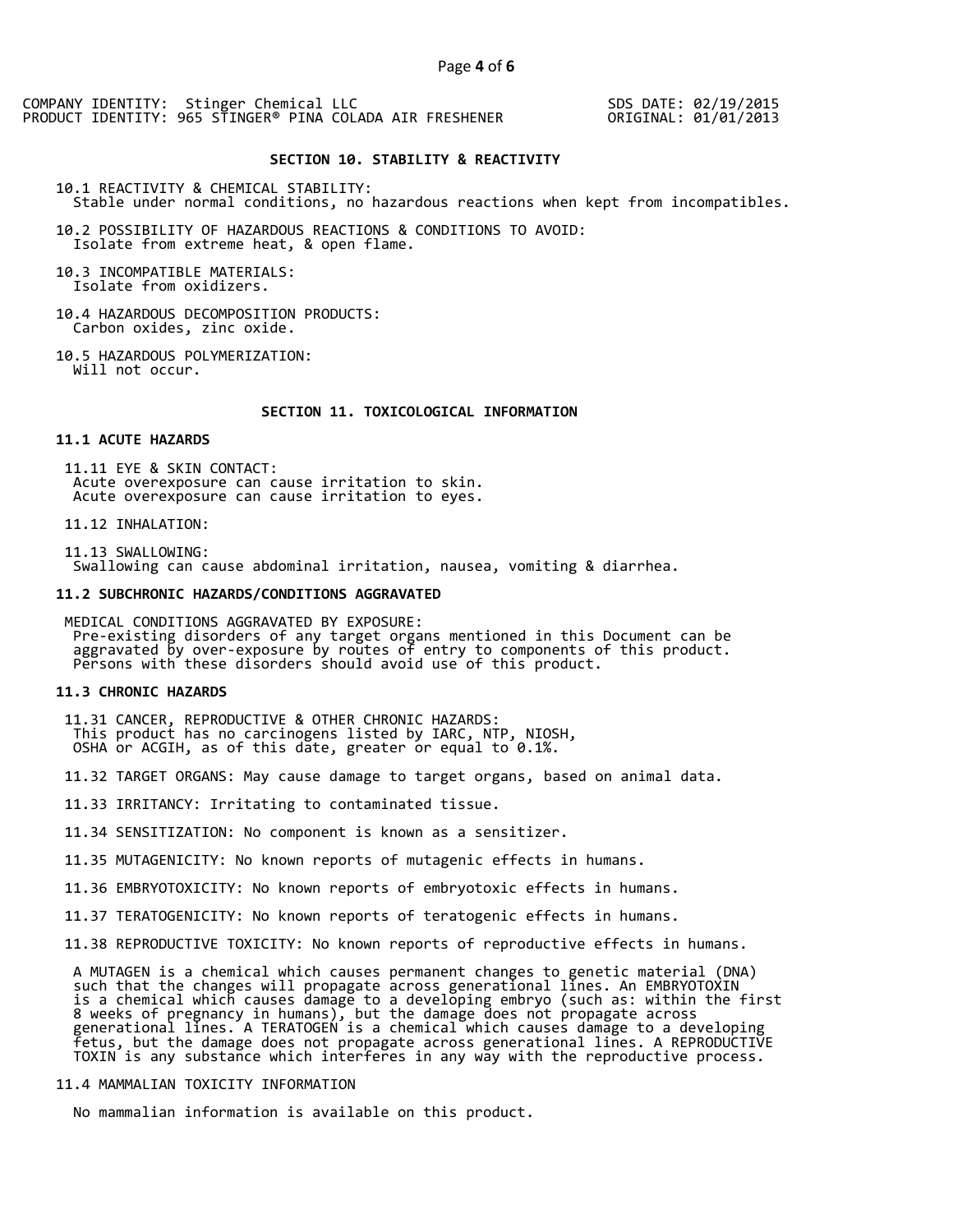COMPANY IDENTITY: Stinger Chemical LLC
PRODUCT IDENTITY: 965 STINGER® PINA COLADA AIR FRESHENER

SDS DATE: 02/19/2015
ORIGINAL: 01/01/2013

## SECTION 10. STABILITY & REACTIVITY

10.1 REACTIVITY & CHEMICAL STABILITY:
Stable under normal conditions, no hazardous reactions when kept from incompatibles.

10.2 POSSIBILITY OF HAZARDOUS REACTIONS & CONDITIONS TO AVOID:
Isolate from extreme heat, & open flame.

10.3 INCOMPATIBLE MATERIALS:
Isolate from oxidizers.

10.4 HAZARDOUS DECOMPOSITION PRODUCTS:
Carbon oxides, zinc oxide.

10.5 HAZARDOUS POLYMERIZATION:
Will not occur.

## SECTION 11. TOXICOLOGICAL INFORMATION

### 11.1 ACUTE HAZARDS

11.11 EYE & SKIN CONTACT:
Acute overexposure can cause irritation to skin.
Acute overexposure can cause irritation to eyes.

11.12 INHALATION:

11.13 SWALLOWING:
Swallowing can cause abdominal irritation, nausea, vomiting & diarrhea.

### 11.2 SUBCHRONIC HAZARDS/CONDITIONS AGGRAVATED

MEDICAL CONDITIONS AGGRAVATED BY EXPOSURE:
Pre-existing disorders of any target organs mentioned in this Document can be aggravated by over-exposure by routes of entry to components of this product. Persons with these disorders should avoid use of this product.

### 11.3 CHRONIC HAZARDS

11.31 CANCER, REPRODUCTIVE & OTHER CHRONIC HAZARDS:
This product has no carcinogens listed by IARC, NTP, NIOSH, OSHA or ACGIH, as of this date, greater or equal to 0.1%.

11.32 TARGET ORGANS: May cause damage to target organs, based on animal data.

11.33 IRRITANCY: Irritating to contaminated tissue.

11.34 SENSITIZATION: No component is known as a sensitizer.

11.35 MUTAGENICITY: No known reports of mutagenic effects in humans.

11.36 EMBRYOTOXICITY: No known reports of embryotoxic effects in humans.

11.37 TERATOGENICITY: No known reports of teratogenic effects in humans.

11.38 REPRODUCTIVE TOXICITY: No known reports of reproductive effects in humans.

A MUTAGEN is a chemical which causes permanent changes to genetic material (DNA) such that the changes will propagate across generational lines. An EMBRYOTOXIN is a chemical which causes damage to a developing embryo (such as: within the first 8 weeks of pregnancy in humans), but the damage does not propagate across generational lines. A TERATOGEN is a chemical which causes damage to a developing fetus, but the damage does not propagate across generational lines. A REPRODUCTIVE TOXIN is any substance which interferes in any way with the reproductive process.

11.4 MAMMALIAN TOXICITY INFORMATION

No mammalian information is available on this product.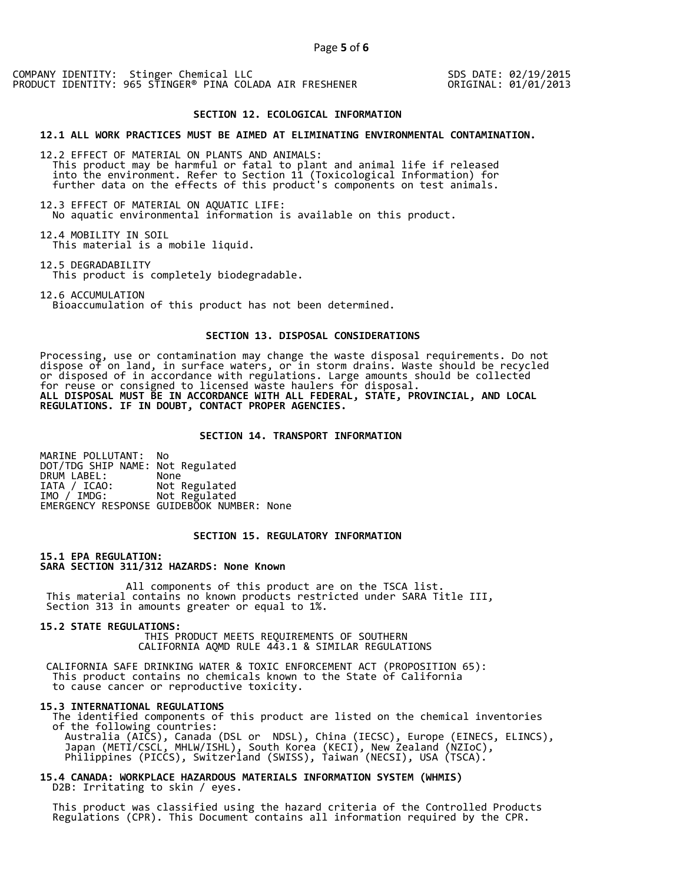COMPANY IDENTITY: Stinger Chemical LLC
PRODUCT IDENTITY: 965 STINGER® PINA COLADA AIR FRESHENER

SDS DATE: 02/19/2015
ORIGINAL: 01/01/2013

## SECTION 12. ECOLOGICAL INFORMATION

**12.1 ALL WORK PRACTICES MUST BE AIMED AT ELIMINATING ENVIRONMENTAL CONTAMINATION.**

12.2 EFFECT OF MATERIAL ON PLANTS AND ANIMALS:
This product may be harmful or fatal to plant and animal life if released into the environment. Refer to Section 11 (Toxicological Information) for further data on the effects of this product's components on test animals.

12.3 EFFECT OF MATERIAL ON AQUATIC LIFE:
No aquatic environmental information is available on this product.

12.4 MOBILITY IN SOIL
This material is a mobile liquid.

12.5 DEGRADABILITY
This product is completely biodegradable.

12.6 ACCUMULATION
Bioaccumulation of this product has not been determined.

## SECTION 13. DISPOSAL CONSIDERATIONS

Processing, use or contamination may change the waste disposal requirements. Do not dispose of on land, in surface waters, or in storm drains. Waste should be recycled or disposed of in accordance with regulations. Large amounts should be collected for reuse or consigned to licensed waste haulers for disposal.
**ALL DISPOSAL MUST BE IN ACCORDANCE WITH ALL FEDERAL, STATE, PROVINCIAL, AND LOCAL REGULATIONS. IF IN DOUBT, CONTACT PROPER AGENCIES.**

## SECTION 14. TRANSPORT INFORMATION

MARINE POLLUTANT: No
DOT/TDG SHIP NAME: Not Regulated
DRUM LABEL: None
IATA / ICAO: Not Regulated
IMO / IMDG: Not Regulated
EMERGENCY RESPONSE GUIDEBOOK NUMBER: None

## SECTION 15. REGULATORY INFORMATION

**15.1 EPA REGULATION:**
**SARA SECTION 311/312 HAZARDS: None Known**

All components of this product are on the TSCA list.
This material contains no known products restricted under SARA Title III, Section 313 in amounts greater or equal to 1%.

**15.2 STATE REGULATIONS:**
THIS PRODUCT MEETS REQUIREMENTS OF SOUTHERN CALIFORNIA AQMD RULE 443.1 & SIMILAR REGULATIONS

CALIFORNIA SAFE DRINKING WATER & TOXIC ENFORCEMENT ACT (PROPOSITION 65):
This product contains no chemicals known to the State of California to cause cancer or reproductive toxicity.

**15.3 INTERNATIONAL REGULATIONS**
The identified components of this product are listed on the chemical inventories of the following countries:
Australia (AICS), Canada (DSL or NDSL), China (IECSC), Europe (EINECS, ELINCS), Japan (METI/CSCL, MHLW/ISHL), South Korea (KECI), New Zealand (NZIoC), Philippines (PICCS), Switzerland (SWISS), Taiwan (NECSI), USA (TSCA).

**15.4 CANADA: WORKPLACE HAZARDOUS MATERIALS INFORMATION SYSTEM (WHMIS)**
D2B: Irritating to skin / eyes.

This product was classified using the hazard criteria of the Controlled Products Regulations (CPR). This Document contains all information required by the CPR.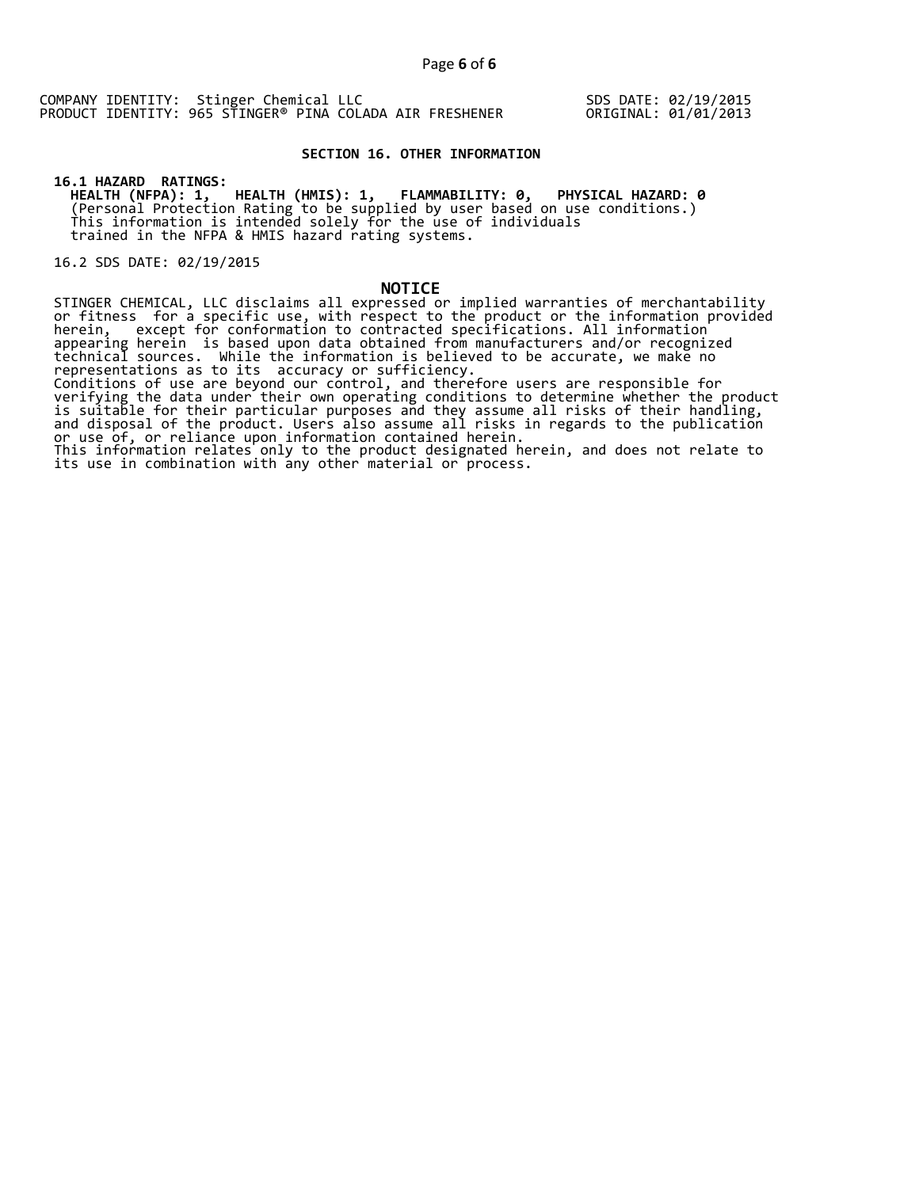## SECTION 16. OTHER INFORMATION

**16.1 HAZARD RATINGS:**

**HEALTH (NFPA): 1, HEALTH (HMIS): 1, FLAMMABILITY: 0, PHYSICAL HAZARD: 0**

(Personal Protection Rating to be supplied by user based on use conditions.)
This information is intended solely for the use of individuals trained in the NFPA & HMIS hazard rating systems.

16.2 SDS DATE: 02/19/2015

### NOTICE

STINGER CHEMICAL, LLC disclaims all expressed or implied warranties of merchantability or fitness for a specific use, with respect to the product or the information provided herein, except for conformation to contracted specifications. All information appearing herein is based upon data obtained from manufacturers and/or recognized technical sources. While the information is believed to be accurate, we make no representations as to its accuracy or sufficiency.
Conditions of use are beyond our control, and therefore users are responsible for verifying the data under their own operating conditions to determine whether the product is suitable for their particular purposes and they assume all risks of their handling, and disposal of the product. Users also assume all risks in regards to the publication or use of, or reliance upon information contained herein.
This information relates only to the product designated herein, and does not relate to its use in combination with any other material or process.